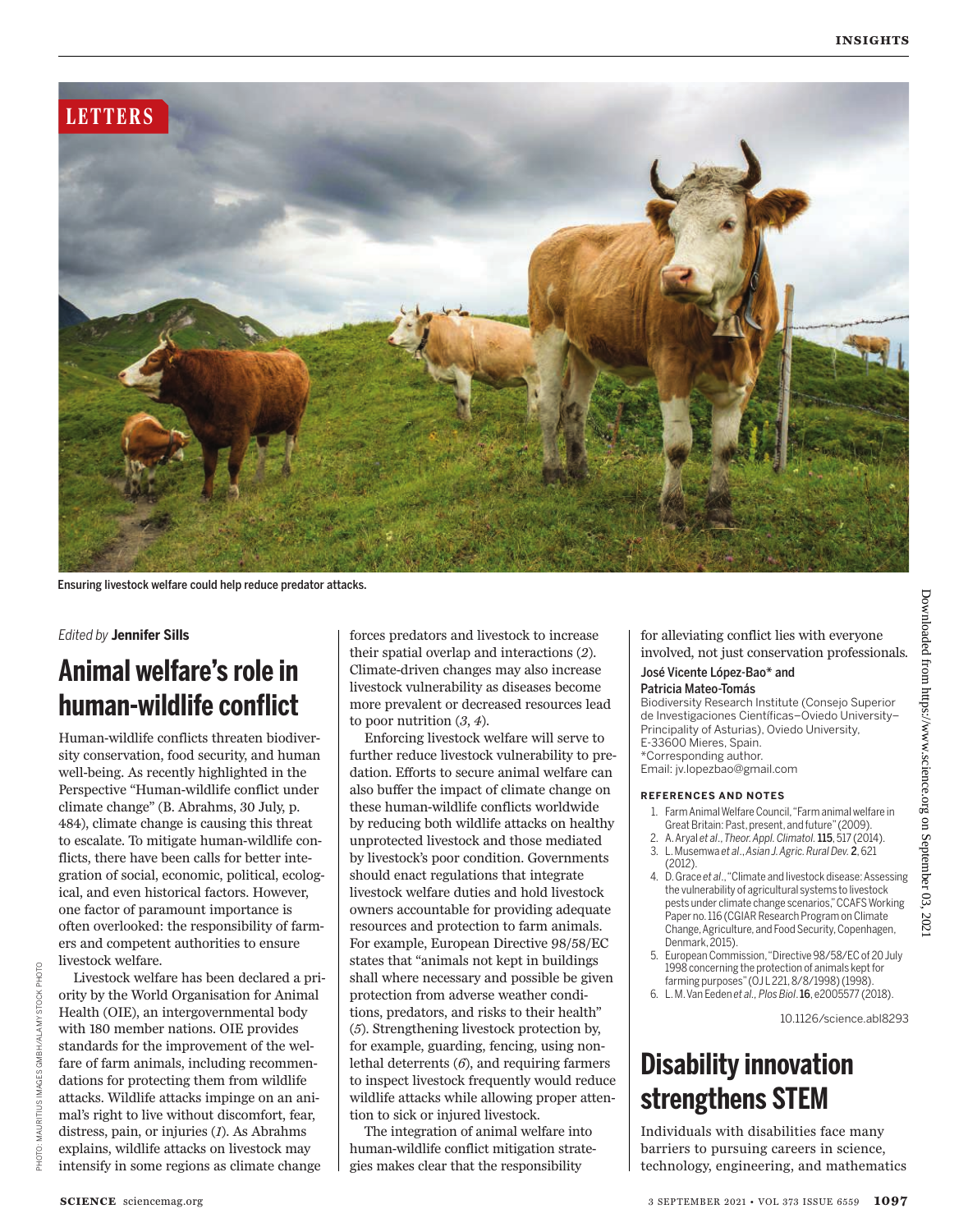LETTERS

Ensuring livestock welfare could help reduce predator attacks.

*Edited by* **Jennifer Sills**

## Animal welfare's role in human-wildlife conflict

Human-wildlife conflicts threaten biodiversity conservation, food security, and human well-being. As recently highlighted in the Perspective "Human-wildlife conflict under climate change" (B. Abrahms, 30 July, p. 484), climate change is causing this threat to escalate. To mitigate human-wildlife conflicts, there have been calls for better integration of social, economic, political, ecological, and even historical factors. However, one factor of paramount importance is often overlooked: the responsibility of farmers and competent authorities to ensure livestock welfare.

Livestock welfare has been declared a priority by the World Organisation for Animal Health (OIE), an intergovernmental body with 180 member nations. OIE provides standards for the improvement of the welfare of farm animals, including recommendations for protecting them from wildlife attacks. Wildlife attacks impinge on an animal's right to live without discomfort, fear, distress, pain, or injuries (*1*). As Abrahms explains, wildlife attacks on livestock may intensify in some regions as climate change forces predators and livestock to increase their spatial overlap and interactions (*2*). Climate-driven changes may also increase livestock vulnerability as diseases become more prevalent or decreased resources lead to poor nutrition (*3*, *4*).

Enforcing livestock welfare will serve to further reduce livestock vulnerability to predation. Efforts to secure animal welfare can also buffer the impact of climate change on these human-wildlife conflicts worldwide by reducing both wildlife attacks on healthy unprotected livestock and those mediated by livestock's poor condition. Governments should enact regulations that integrate livestock welfare duties and hold livestock owners accountable for providing adequate resources and protection to farm animals. For example, European Directive 98/58/EC states that "animals not kept in buildings shall where necessary and possible be given protection from adverse weather conditions, predators, and risks to their health" (*5*). Strengthening livestock protection by, for example, guarding, fencing, using nonlethal deterrents (*6*), and requiring farmers to inspect livestock frequently would reduce wildlife attacks while allowing proper attention to sick or injured livestock.

The integration of animal welfare into human-wildlife conflict mitigation strategies makes clear that the responsibility for alleviating conflict lies with everyone involved, not just conservation professionals.

**José Vicente López-Bao\* and Patricia Mateo-Tomás**

Biodiversity Research Institute (Consejo Superior de Investigaciones Científicas–Oviedo University–Principality of Asturias), Oviedo University, E-33600 Mieres, Spain.
\*Corresponding author.
Email: jv.lopezbao@gmail.com

### REFERENCES AND NOTES

1. Farm Animal Welfare Council, "Farm animal welfare in Great Britain: Past, present, and future" (2009).
2. A. Aryal *et al*., *Theor. Appl. Climatol.* **115**, 517 (2014).
3. L. Musemwa *et al*., *Asian J. Agric. Rural Dev.* **2**, 621 (2012).
4. D. Grace *et al*., "Climate and livestock disease: Assessing the vulnerability of agricultural systems to livestock pests under climate change scenarios," CCAFS Working Paper no. 116 (CGIAR Research Program on Climate Change, Agriculture, and Food Security, Copenhagen, Denmark, 2015).
5. European Commission, "Directive 98/58/EC of 20 July 1998 concerning the protection of animals kept for farming purposes" (OJ L 221, 8/8/1998) (1998).
6. L. M. Van Eeden *et al*., *Plos Biol*. **16**, e2005577 (2018).

10.1126/science.abl8293

## Disability innovation strengthens STEM

Individuals with disabilities face many barriers to pursuing careers in science, technology, engineering, and mathematics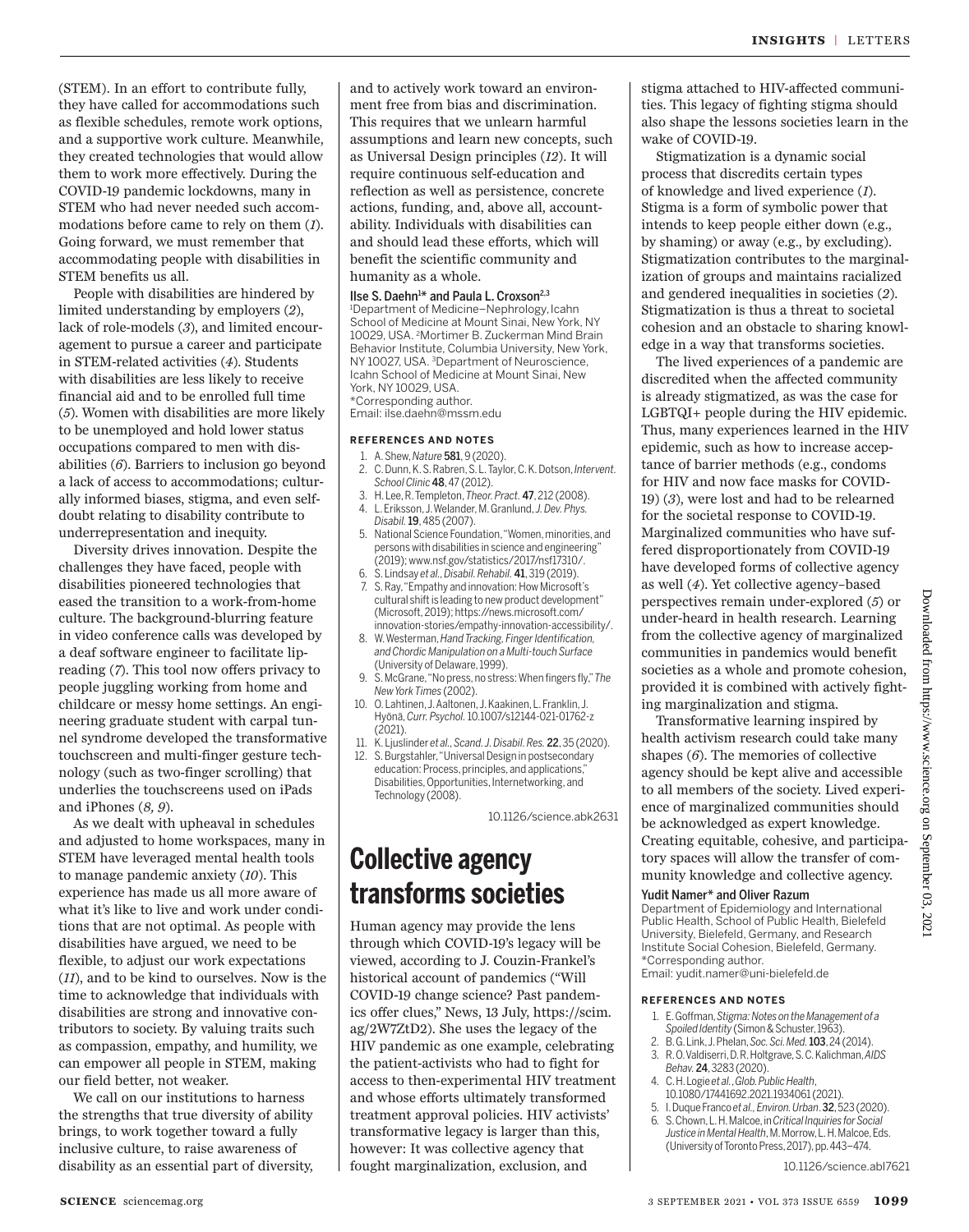(STEM). In an effort to contribute fully, they have called for accommodations such as flexible schedules, remote work options, and a supportive work culture. Meanwhile, they created technologies that would allow them to work more effectively. During the COVID-19 pandemic lockdowns, many in STEM who had never needed such accommodations before came to rely on them (*1*). Going forward, we must remember that accommodating people with disabilities in STEM benefits us all.

People with disabilities are hindered by limited understanding by employers (*2*), lack of role-models (*3*), and limited encouragement to pursue a career and participate in STEM-related activities (*4*). Students with disabilities are less likely to receive financial aid and to be enrolled full time (*5*). Women with disabilities are more likely to be unemployed and hold lower status occupations compared to men with disabilities (*6*). Barriers to inclusion go beyond a lack of access to accommodations; culturally informed biases, stigma, and even self-doubt relating to disability contribute to underrepresentation and inequity.

Diversity drives innovation. Despite the challenges they have faced, people with disabilities pioneered technologies that eased the transition to a work-from-home culture. The background-blurring feature in video conference calls was developed by a deaf software engineer to facilitate lipreading (*7*). This tool now offers privacy to people juggling working from home and childcare or messy home settings. An engineering graduate student with carpal tunnel syndrome developed the transformative touchscreen and multi-finger gesture technology (such as two-finger scrolling) that underlies the touchscreens used on iPads and iPhones (*8, 9*).

As we dealt with upheaval in schedules and adjusted to home workspaces, many in STEM have leveraged mental health tools to manage pandemic anxiety (*10*). This experience has made us all more aware of what it's like to live and work under conditions that are not optimal. As people with disabilities have argued, we need to be flexible, to adjust our work expectations (*11*), and to be kind to ourselves. Now is the time to acknowledge that individuals with disabilities are strong and innovative contributors to society. By valuing traits such as compassion, empathy, and humility, we can empower all people in STEM, making our field better, not weaker.

We call on our institutions to harness the strengths that true diversity of ability brings, to work together toward a fully inclusive culture, to raise awareness of disability as an essential part of diversity, and to actively work toward an environment free from bias and discrimination. This requires that we unlearn harmful assumptions and learn new concepts, such as Universal Design principles (*12*). It will require continuous self-education and reflection as well as persistence, concrete actions, funding, and, above all, accountability. Individuals with disabilities can and should lead these efforts, which will benefit the scientific community and humanity as a whole.

**Ilse S. Daehn[1]\* and Paula L. Croxson[2,3]**

[1]Department of Medicine–Nephrology, Icahn School of Medicine at Mount Sinai, New York, NY 10029, USA. [2]Mortimer B. Zuckerman Mind Brain Behavior Institute, Columbia University, New York, NY 10027, USA. [3]Department of Neuroscience, Icahn School of Medicine at Mount Sinai, New York, NY 10029, USA.
\*Corresponding author.
Email: ilse.daehn@mssm.edu

#### REFERENCES AND NOTES

1. A. Shew, *Nature* **581**, 9 (2020).
2. C. Dunn, K. S. Rabren, S. L. Taylor, C. K. Dotson, *Intervent. School Clinic* **48**, 47 (2012).
3. H. Lee, R. Templeton, *Theor. Pract.* **47**, 212 (2008).
4. L. Eriksson, J. Welander, M. Granlund, *J. Dev. Phys. Disabil.* **19**, 485 (2007).
5. National Science Foundation, "Women, minorities, and persons with disabilities in science and engineering" (2019); www.nsf.gov/statistics/2017/nsf17310/.
6. S. Lindsay *et al.*, *Disabil. Rehabil.* **41**, 319 (2019).
7. S. Ray, "Empathy and innovation: How Microsoft's cultural shift is leading to new product development" (Microsoft, 2019); https://news.microsoft.com/innovation-stories/empathy-innovation-accessibility/.
8. W. Westerman, *Hand Tracking, Finger Identification, and Chordic Manipulation on a Multi-touch Surface* (University of Delaware, 1999).
9. S. McGrane, "No press, no stress: When fingers fly," *The New York Times* (2002).
10. O. Lahtinen, J. Aaltonen, J. Kaakinen, L. Franklin, J. Hyönä, *Curr. Psychol.* 10.1007/s12144-021-01762-z (2021).
11. K. Ljuslinder *et al.*, *Scand. J. Disabil. Res.* **22**, 35 (2020).
12. S. Burgstahler, "Universal Design in postsecondary education: Process, principles, and applications," Disabilities, Opportunities, Internetworking, and Technology (2008).

10.1126/science.abk2631

## Collective agency transforms societies

Human agency may provide the lens through which COVID-19's legacy will be viewed, according to J. Couzin-Frankel's historical account of pandemics ("Will COVID-19 change science? Past pandemics offer clues," News, 13 July, https://scim.ag/2W7ZtD2). She uses the legacy of the HIV pandemic as one example, celebrating the patient-activists who had to fight for access to then-experimental HIV treatment and whose efforts ultimately transformed treatment approval policies. HIV activists' transformative legacy is larger than this, however: It was collective agency that fought marginalization, exclusion, and stigma attached to HIV-affected communities. This legacy of fighting stigma should also shape the lessons societies learn in the wake of COVID-19.

Stigmatization is a dynamic social process that discredits certain types of knowledge and lived experience (*1*). Stigma is a form of symbolic power that intends to keep people either down (e.g., by shaming) or away (e.g., by excluding). Stigmatization contributes to the marginalization of groups and maintains racialized and gendered inequalities in societies (*2*). Stigmatization is thus a threat to societal cohesion and an obstacle to sharing knowledge in a way that transforms societies.

The lived experiences of a pandemic are discredited when the affected community is already stigmatized, as was the case for LGBTQI+ people during the HIV epidemic. Thus, many experiences learned in the HIV epidemic, such as how to increase acceptance of barrier methods (e.g., condoms for HIV and now face masks for COVID-19) (*3*), were lost and had to be relearned for the societal response to COVID-19. Marginalized communities who have suffered disproportionately from COVID-19 have developed forms of collective agency as well (*4*). Yet collective agency–based perspectives remain under-explored (*5*) or under-heard in health research. Learning from the collective agency of marginalized communities in pandemics would benefit societies as a whole and promote cohesion, provided it is combined with actively fighting marginalization and stigma.

Transformative learning inspired by health activism research could take many shapes (*6*). The memories of collective agency should be kept alive and accessible to all members of the society. Lived experience of marginalized communities should be acknowledged as expert knowledge. Creating equitable, cohesive, and participatory spaces will allow the transfer of community knowledge and collective agency.

**Yudit Namer\* and Oliver Razum**

Department of Epidemiology and International Public Health, School of Public Health, Bielefeld University, Bielefeld, Germany, and Research Institute Social Cohesion, Bielefeld, Germany.
\*Corresponding author.
Email: yudit.namer@uni-bielefeld.de

#### REFERENCES AND NOTES

1. E. Goffman, *Stigma: Notes on the Management of a Spoiled Identity* (Simon & Schuster, 1963).
2. B. G. Link, J. Phelan, *Soc. Sci. Med.* **103**, 24 (2014).
3. R. O. Valdiserri, D. R. Holtgrave, S. C. Kalichman, *AIDS Behav.* **24**, 3283 (2020).
4. C. H. Logie *et al.*, *Glob. Public Health*, 10.1080/17441692.2021.1934061 (2021).
5. I. Duque Franco *et al.*, *Environ. Urban.* **32**, 523 (2020).
6. S. Chown, L. H. Malcoe, in *Critical Inquiries for Social Justice in Mental Health*, M. Morrow, L. H. Malcoe, Eds. (University of Toronto Press, 2017), pp. 443–474.

10.1126/science.abl7621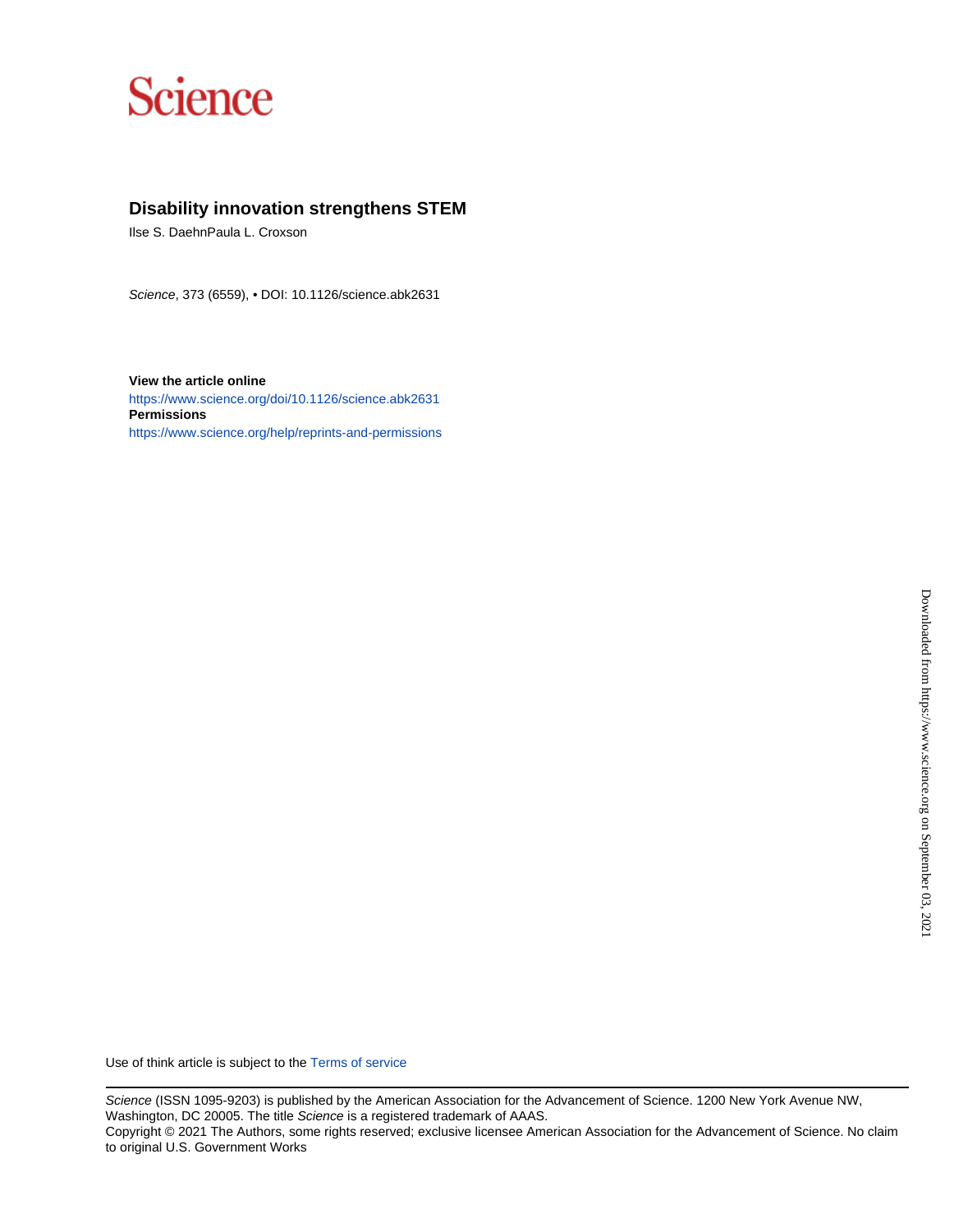Science

## Disability innovation strengthens STEM

Ilse S. DaehnPaula L. Croxson

*Science*, 373 (6559), • DOI: 10.1126/science.abk2631

**View the article online**
https://www.science.org/doi/10.1126/science.abk2631
**Permissions**
https://www.science.org/help/reprints-and-permissions

Use of think article is subject to the Terms of service

*Science* (ISSN 1095-9203) is published by the American Association for the Advancement of Science. 1200 New York Avenue NW, Washington, DC 20005. The title *Science* is a registered trademark of AAAS.
Copyright © 2021 The Authors, some rights reserved; exclusive licensee American Association for the Advancement of Science. No claim to original U.S. Government Works